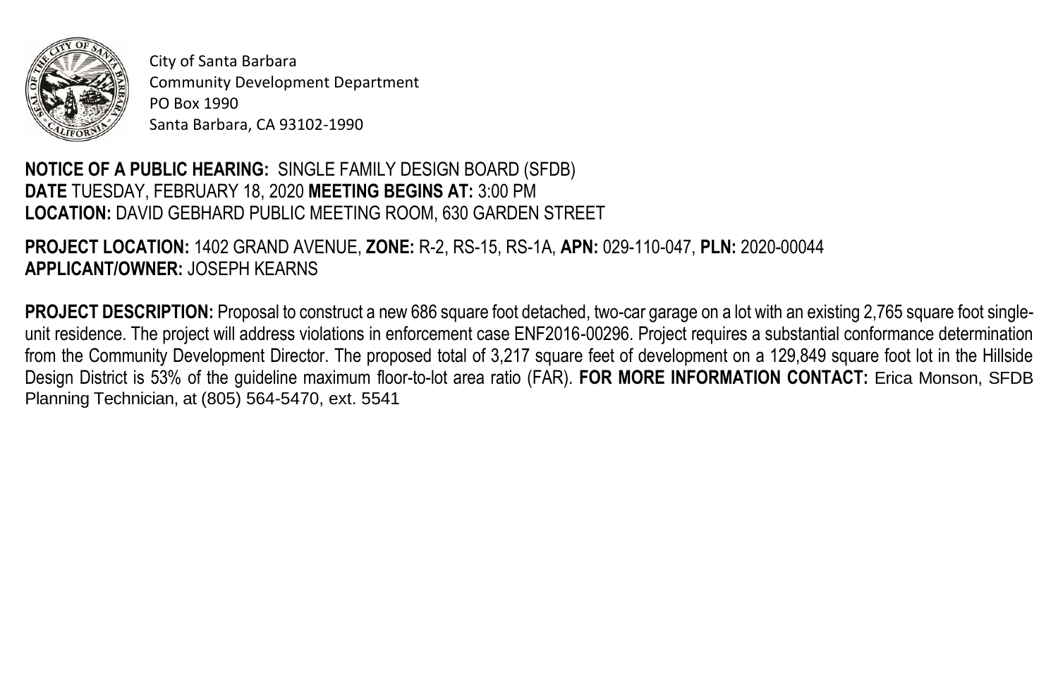City of Santa Barbara
Community Development Department
PO Box 1990
Santa Barbara, CA 93102-1990

**NOTICE OF A PUBLIC HEARING:** SINGLE FAMILY DESIGN BOARD (SFDB)
**DATE** TUESDAY, FEBRUARY 18, 2020 **MEETING BEGINS AT:** 3:00 PM
**LOCATION:** DAVID GEBHARD PUBLIC MEETING ROOM, 630 GARDEN STREET

**PROJECT LOCATION:** 1402 GRAND AVENUE, **ZONE:** R-2, RS-15, RS-1A, **APN:** 029-110-047, **PLN:** 2020-00044
**APPLICANT/OWNER:** JOSEPH KEARNS

**PROJECT DESCRIPTION:** Proposal to construct a new 686 square foot detached, two-car garage on a lot with an existing 2,765 square foot single-unit residence. The project will address violations in enforcement case ENF2016-00296. Project requires a substantial conformance determination from the Community Development Director. The proposed total of 3,217 square feet of development on a 129,849 square foot lot in the Hillside Design District is 53% of the guideline maximum floor-to-lot area ratio (FAR). **FOR MORE INFORMATION CONTACT:** Erica Monson, SFDB Planning Technician, at (805) 564-5470, ext. 5541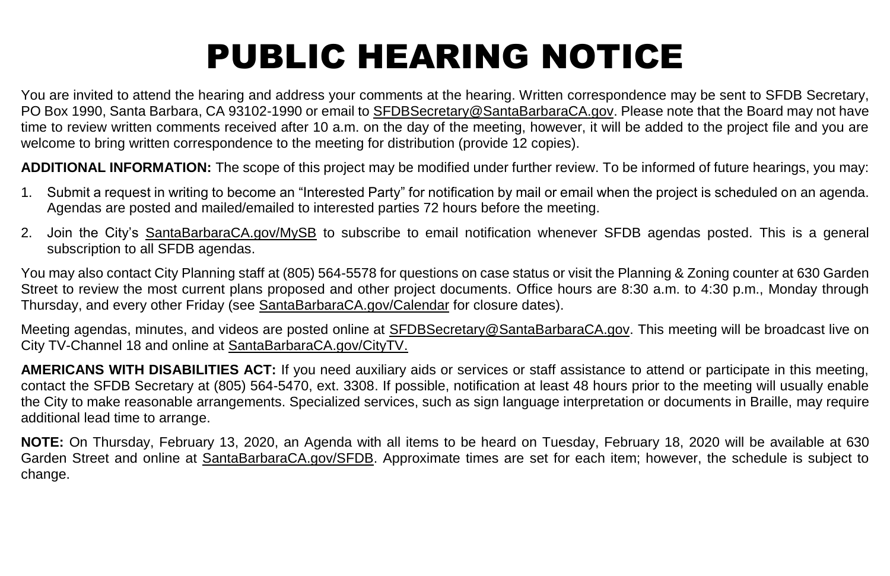# PUBLIC HEARING NOTICE

You are invited to attend the hearing and address your comments at the hearing. Written correspondence may be sent to SFDB Secretary, PO Box 1990, Santa Barbara, CA 93102-1990 or email to SFDBSecretary@SantaBarbaraCA.gov. Please note that the Board may not have time to review written comments received after 10 a.m. on the day of the meeting, however, it will be added to the project file and you are welcome to bring written correspondence to the meeting for distribution (provide 12 copies).

**ADDITIONAL INFORMATION:** The scope of this project may be modified under further review. To be informed of future hearings, you may:

1. Submit a request in writing to become an "Interested Party" for notification by mail or email when the project is scheduled on an agenda. Agendas are posted and mailed/emailed to interested parties 72 hours before the meeting.
2. Join the City's SantaBarbaraCA.gov/MySB to subscribe to email notification whenever SFDB agendas posted. This is a general subscription to all SFDB agendas.

You may also contact City Planning staff at (805) 564-5578 for questions on case status or visit the Planning & Zoning counter at 630 Garden Street to review the most current plans proposed and other project documents. Office hours are 8:30 a.m. to 4:30 p.m., Monday through Thursday, and every other Friday (see SantaBarbaraCA.gov/Calendar for closure dates).

Meeting agendas, minutes, and videos are posted online at SFDBSecretary@SantaBarbaraCA.gov. This meeting will be broadcast live on City TV-Channel 18 and online at SantaBarbaraCA.gov/CityTV.

**AMERICANS WITH DISABILITIES ACT:** If you need auxiliary aids or services or staff assistance to attend or participate in this meeting, contact the SFDB Secretary at (805) 564-5470, ext. 3308. If possible, notification at least 48 hours prior to the meeting will usually enable the City to make reasonable arrangements. Specialized services, such as sign language interpretation or documents in Braille, may require additional lead time to arrange.

**NOTE:** On Thursday, February 13, 2020, an Agenda with all items to be heard on Tuesday, February 18, 2020 will be available at 630 Garden Street and online at SantaBarbaraCA.gov/SFDB. Approximate times are set for each item; however, the schedule is subject to change.